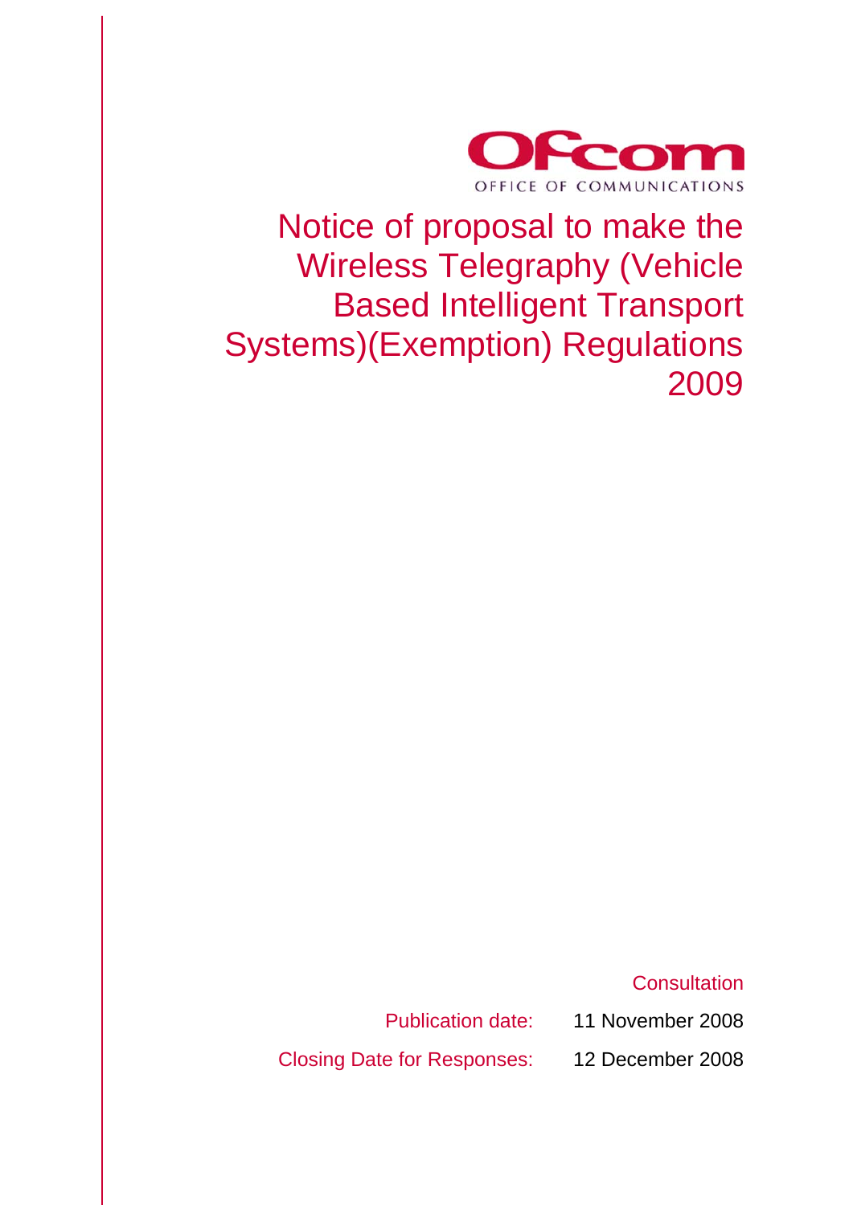Ofcom

OFFICE OF COMMUNICATIONS

# Notice of proposal to make the Wireless Telegraphy (Vehicle Based Intelligent Transport Systems)(Exemption) Regulations 2009

Consultation

Publication date: 11 November 2008

Closing Date for Responses: 12 December 2008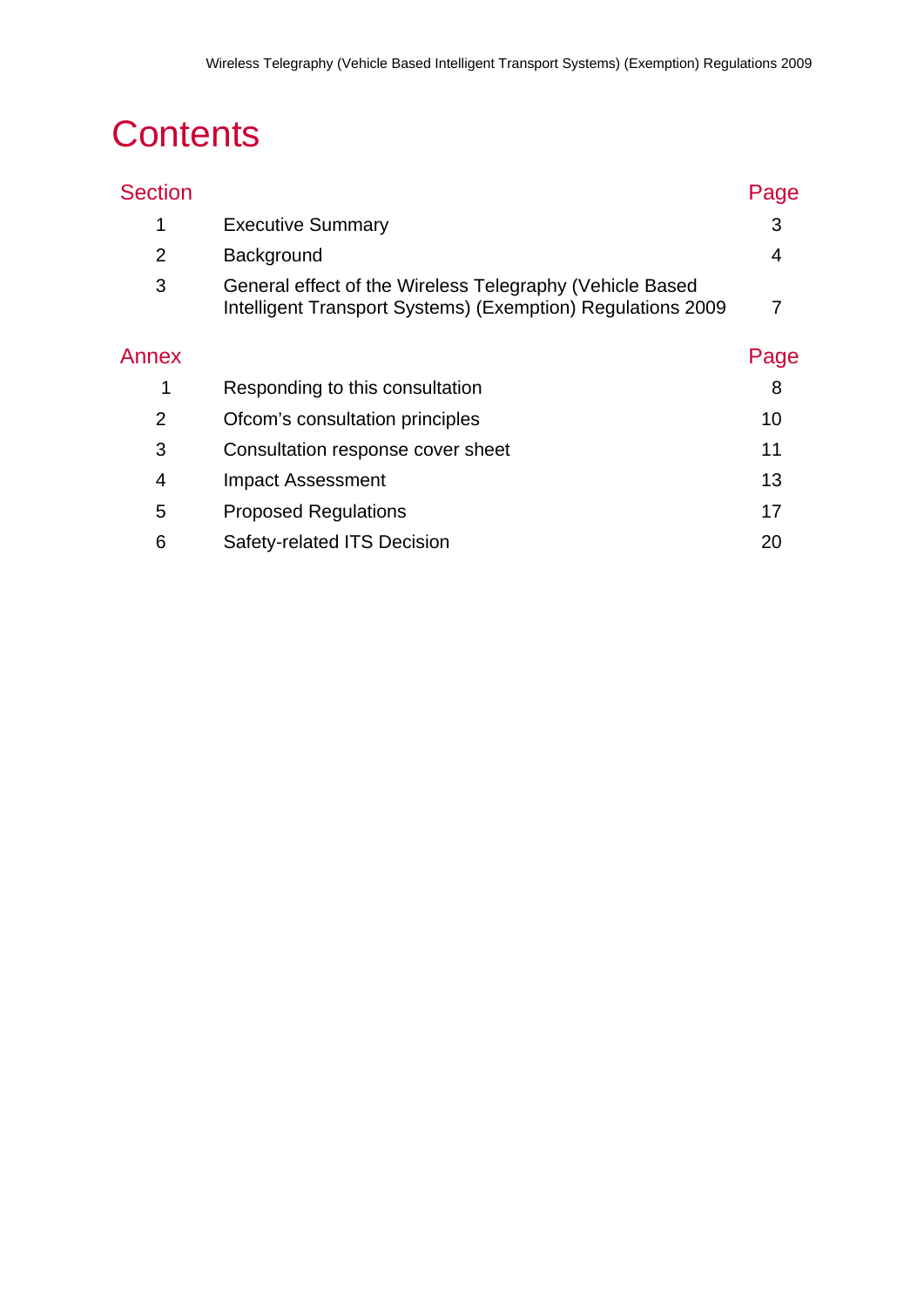# Contents

| Section | | Page |
|---|---|---|
| 1 | Executive Summary | 3 |
| 2 | Background | 4 |
| 3 | General effect of the Wireless Telegraphy (Vehicle Based Intelligent Transport Systems) (Exemption) Regulations 2009 | 7 |

| Annex | | Page |
|---|---|---|
| 1 | Responding to this consultation | 8 |
| 2 | Ofcom's consultation principles | 10 |
| 3 | Consultation response cover sheet | 11 |
| 4 | Impact Assessment | 13 |
| 5 | Proposed Regulations | 17 |
| 6 | Safety-related ITS Decision | 20 |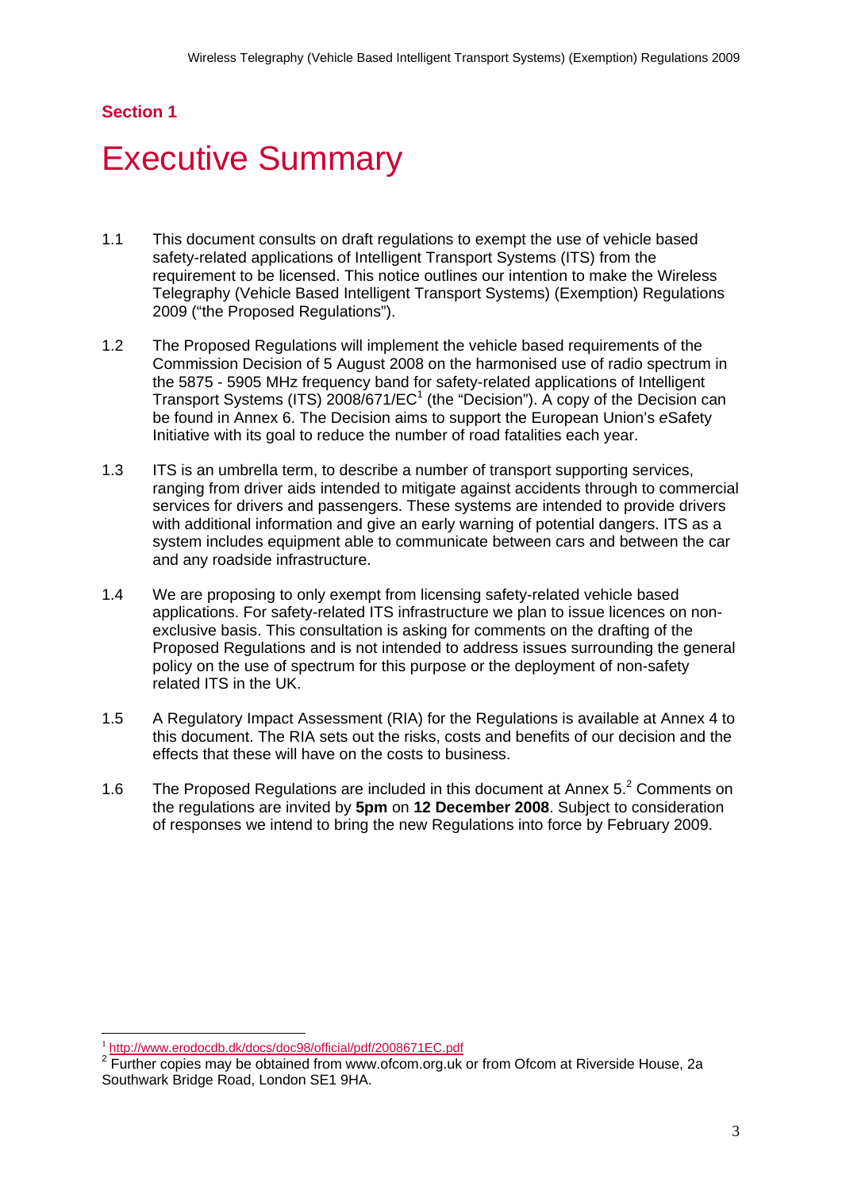## Section 1

# Executive Summary

1.1 This document consults on draft regulations to exempt the use of vehicle based safety-related applications of Intelligent Transport Systems (ITS) from the requirement to be licensed. This notice outlines our intention to make the Wireless Telegraphy (Vehicle Based Intelligent Transport Systems) (Exemption) Regulations 2009 ("the Proposed Regulations").

1.2 The Proposed Regulations will implement the vehicle based requirements of the Commission Decision of 5 August 2008 on the harmonised use of radio spectrum in the 5875 - 5905 MHz frequency band for safety-related applications of Intelligent Transport Systems (ITS) 2008/671/EC[1] (the "Decision"). A copy of the Decision can be found in Annex 6. The Decision aims to support the European Union's *e*Safety Initiative with its goal to reduce the number of road fatalities each year.

1.3 ITS is an umbrella term, to describe a number of transport supporting services, ranging from driver aids intended to mitigate against accidents through to commercial services for drivers and passengers. These systems are intended to provide drivers with additional information and give an early warning of potential dangers. ITS as a system includes equipment able to communicate between cars and between the car and any roadside infrastructure.

1.4 We are proposing to only exempt from licensing safety-related vehicle based applications. For safety-related ITS infrastructure we plan to issue licences on non-exclusive basis. This consultation is asking for comments on the drafting of the Proposed Regulations and is not intended to address issues surrounding the general policy on the use of spectrum for this purpose or the deployment of non-safety related ITS in the UK.

1.5 A Regulatory Impact Assessment (RIA) for the Regulations is available at Annex 4 to this document. The RIA sets out the risks, costs and benefits of our decision and the effects that these will have on the costs to business.

1.6 The Proposed Regulations are included in this document at Annex 5.[2] Comments on the regulations are invited by **5pm** on **12 December 2008**. Subject to consideration of responses we intend to bring the new Regulations into force by February 2009.

---

[1] http://www.erodocdb.dk/docs/doc98/official/pdf/2008671EC.pdf

[2] Further copies may be obtained from www.ofcom.org.uk or from Ofcom at Riverside House, 2a Southwark Bridge Road, London SE1 9HA.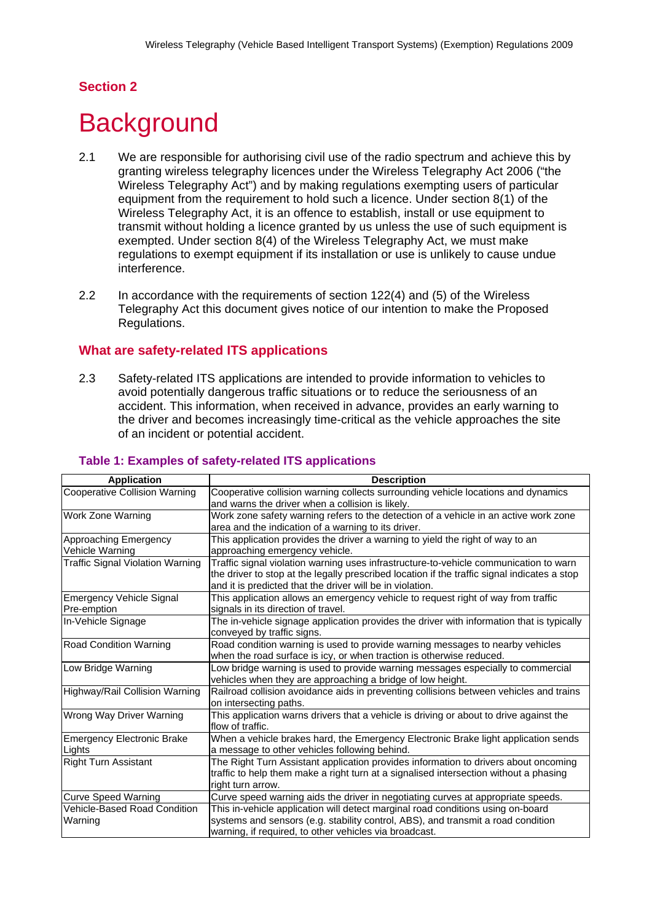## Section 2

# Background

2.1 We are responsible for authorising civil use of the radio spectrum and achieve this by granting wireless telegraphy licences under the Wireless Telegraphy Act 2006 ("the Wireless Telegraphy Act") and by making regulations exempting users of particular equipment from the requirement to hold such a licence. Under section 8(1) of the Wireless Telegraphy Act, it is an offence to establish, install or use equipment to transmit without holding a licence granted by us unless the use of such equipment is exempted. Under section 8(4) of the Wireless Telegraphy Act, we must make regulations to exempt equipment if its installation or use is unlikely to cause undue interference.

2.2 In accordance with the requirements of section 122(4) and (5) of the Wireless Telegraphy Act this document gives notice of our intention to make the Proposed Regulations.

### What are safety-related ITS applications

2.3 Safety-related ITS applications are intended to provide information to vehicles to avoid potentially dangerous traffic situations or to reduce the seriousness of an accident. This information, when received in advance, provides an early warning to the driver and becomes increasingly time-critical as the vehicle approaches the site of an incident or potential accident.

**Table 1: Examples of safety-related ITS applications**

| Application | Description |
|---|---|
| Cooperative Collision Warning | Cooperative collision warning collects surrounding vehicle locations and dynamics and warns the driver when a collision is likely. |
| Work Zone Warning | Work zone safety warning refers to the detection of a vehicle in an active work zone area and the indication of a warning to its driver. |
| Approaching Emergency Vehicle Warning | This application provides the driver a warning to yield the right of way to an approaching emergency vehicle. |
| Traffic Signal Violation Warning | Traffic signal violation warning uses infrastructure-to-vehicle communication to warn the driver to stop at the legally prescribed location if the traffic signal indicates a stop and it is predicted that the driver will be in violation. |
| Emergency Vehicle Signal Pre-emption | This application allows an emergency vehicle to request right of way from traffic signals in its direction of travel. |
| In-Vehicle Signage | The in-vehicle signage application provides the driver with information that is typically conveyed by traffic signs. |
| Road Condition Warning | Road condition warning is used to provide warning messages to nearby vehicles when the road surface is icy, or when traction is otherwise reduced. |
| Low Bridge Warning | Low bridge warning is used to provide warning messages especially to commercial vehicles when they are approaching a bridge of low height. |
| Highway/Rail Collision Warning | Railroad collision avoidance aids in preventing collisions between vehicles and trains on intersecting paths. |
| Wrong Way Driver Warning | This application warns drivers that a vehicle is driving or about to drive against the flow of traffic. |
| Emergency Electronic Brake Lights | When a vehicle brakes hard, the Emergency Electronic Brake light application sends a message to other vehicles following behind. |
| Right Turn Assistant | The Right Turn Assistant application provides information to drivers about oncoming traffic to help them make a right turn at a signalised intersection without a phasing right turn arrow. |
| Curve Speed Warning | Curve speed warning aids the driver in negotiating curves at appropriate speeds. |
| Vehicle-Based Road Condition Warning | This in-vehicle application will detect marginal road conditions using on-board systems and sensors (e.g. stability control, ABS), and transmit a road condition warning, if required, to other vehicles via broadcast. |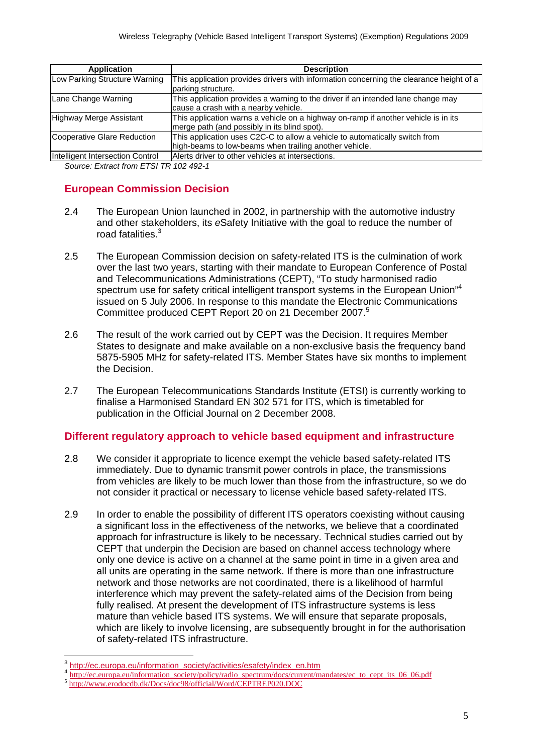| Application | Description |
|---|---|
| Low Parking Structure Warning | This application provides drivers with information concerning the clearance height of a parking structure. |
| Lane Change Warning | This application provides a warning to the driver if an intended lane change may cause a crash with a nearby vehicle. |
| Highway Merge Assistant | This application warns a vehicle on a highway on-ramp if another vehicle is in its merge path (and possibly in its blind spot). |
| Cooperative Glare Reduction | This application uses C2C-C to allow a vehicle to automatically switch from high-beams to low-beams when trailing another vehicle. |
| Intelligent Intersection Control | Alerts driver to other vehicles at intersections. |

*Source: Extract from ETSI TR 102 492-1*

## European Commission Decision

2.4 The European Union launched in 2002, in partnership with the automotive industry and other stakeholders, its *e*Safety Initiative with the goal to reduce the number of road fatalities.[3]

2.5 The European Commission decision on safety-related ITS is the culmination of work over the last two years, starting with their mandate to European Conference of Postal and Telecommunications Administrations (CEPT), "To study harmonised radio spectrum use for safety critical intelligent transport systems in the European Union"[4] issued on 5 July 2006. In response to this mandate the Electronic Communications Committee produced CEPT Report 20 on 21 December 2007.[5]

2.6 The result of the work carried out by CEPT was the Decision. It requires Member States to designate and make available on a non-exclusive basis the frequency band 5875-5905 MHz for safety-related ITS. Member States have six months to implement the Decision.

2.7 The European Telecommunications Standards Institute (ETSI) is currently working to finalise a Harmonised Standard EN 302 571 for ITS, which is timetabled for publication in the Official Journal on 2 December 2008.

## Different regulatory approach to vehicle based equipment and infrastructure

2.8 We consider it appropriate to licence exempt the vehicle based safety-related ITS immediately. Due to dynamic transmit power controls in place, the transmissions from vehicles are likely to be much lower than those from the infrastructure, so we do not consider it practical or necessary to license vehicle based safety-related ITS.

2.9 In order to enable the possibility of different ITS operators coexisting without causing a significant loss in the effectiveness of the networks, we believe that a coordinated approach for infrastructure is likely to be necessary. Technical studies carried out by CEPT that underpin the Decision are based on channel access technology where only one device is active on a channel at the same point in time in a given area and all units are operating in the same network. If there is more than one infrastructure network and those networks are not coordinated, there is a likelihood of harmful interference which may prevent the safety-related aims of the Decision from being fully realised. At present the development of ITS infrastructure systems is less mature than vehicle based ITS systems. We will ensure that separate proposals, which are likely to involve licensing, are subsequently brought in for the authorisation of safety-related ITS infrastructure.

---

[3] http://ec.europa.eu/information_society/activities/esafety/index_en.htm

[4] http://ec.europa.eu/information_society/policy/radio_spectrum/docs/current/mandates/ec_to_cept_its_06_06.pdf

[5] http://www.erodocdb.dk/Docs/doc98/official/Word/CEPTREP020.DOC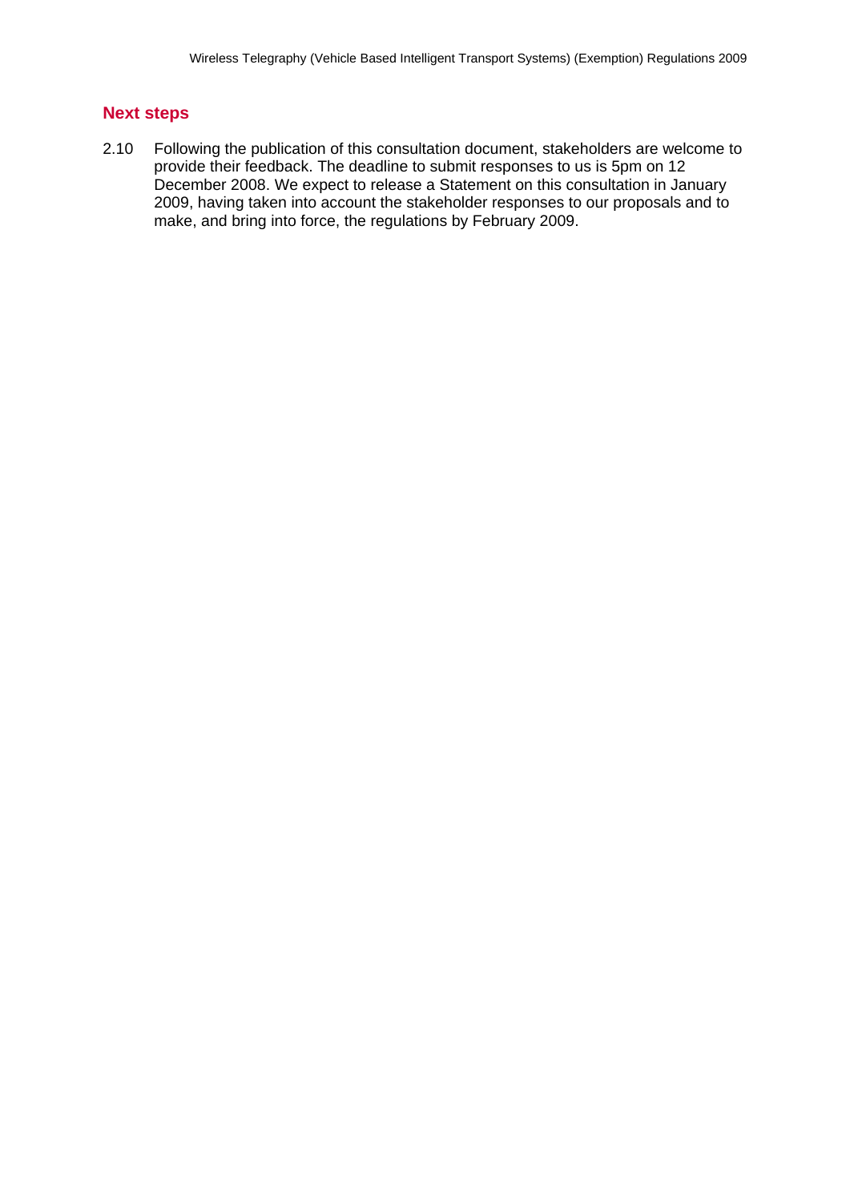## Next steps

2.10 Following the publication of this consultation document, stakeholders are welcome to provide their feedback. The deadline to submit responses to us is 5pm on 12 December 2008. We expect to release a Statement on this consultation in January 2009, having taken into account the stakeholder responses to our proposals and to make, and bring into force, the regulations by February 2009.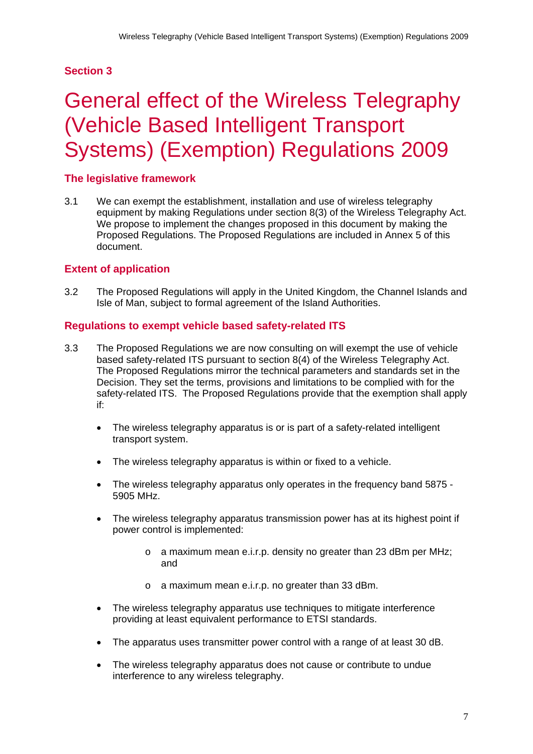## Section 3

# General effect of the Wireless Telegraphy (Vehicle Based Intelligent Transport Systems) (Exemption) Regulations 2009

### The legislative framework

3.1 We can exempt the establishment, installation and use of wireless telegraphy equipment by making Regulations under section 8(3) of the Wireless Telegraphy Act. We propose to implement the changes proposed in this document by making the Proposed Regulations. The Proposed Regulations are included in Annex 5 of this document.

### Extent of application

3.2 The Proposed Regulations will apply in the United Kingdom, the Channel Islands and Isle of Man, subject to formal agreement of the Island Authorities.

### Regulations to exempt vehicle based safety-related ITS

3.3 The Proposed Regulations we are now consulting on will exempt the use of vehicle based safety-related ITS pursuant to section 8(4) of the Wireless Telegraphy Act. The Proposed Regulations mirror the technical parameters and standards set in the Decision. They set the terms, provisions and limitations to be complied with for the safety-related ITS. The Proposed Regulations provide that the exemption shall apply if:

- The wireless telegraphy apparatus is or is part of a safety-related intelligent transport system.
- The wireless telegraphy apparatus is within or fixed to a vehicle.
- The wireless telegraphy apparatus only operates in the frequency band 5875 - 5905 MHz.
- The wireless telegraphy apparatus transmission power has at its highest point if power control is implemented:
  - a maximum mean e.i.r.p. density no greater than 23 dBm per MHz; and
  - a maximum mean e.i.r.p. no greater than 33 dBm.
- The wireless telegraphy apparatus use techniques to mitigate interference providing at least equivalent performance to ETSI standards.
- The apparatus uses transmitter power control with a range of at least 30 dB.
- The wireless telegraphy apparatus does not cause or contribute to undue interference to any wireless telegraphy.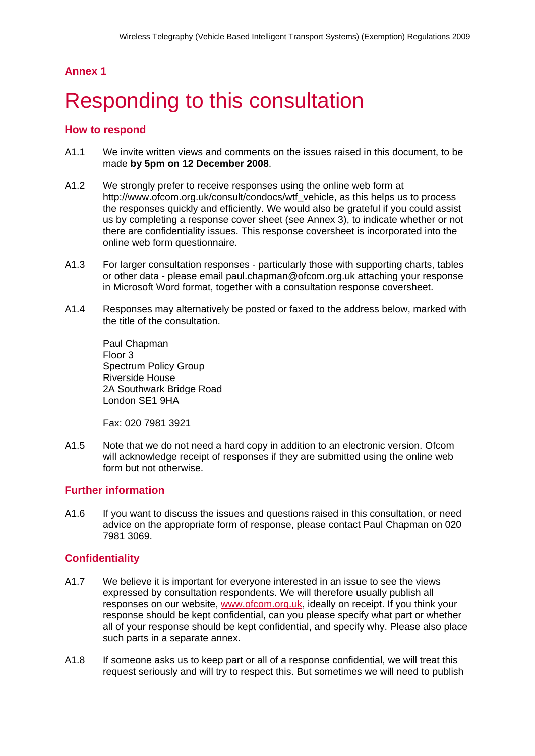## Annex 1

# Responding to this consultation

### How to respond

A1.1 We invite written views and comments on the issues raised in this document, to be made **by 5pm on 12 December 2008**.

A1.2 We strongly prefer to receive responses using the online web form at http://www.ofcom.org.uk/consult/condocs/wtf_vehicle, as this helps us to process the responses quickly and efficiently. We would also be grateful if you could assist us by completing a response cover sheet (see Annex 3), to indicate whether or not there are confidentiality issues. This response coversheet is incorporated into the online web form questionnaire.

A1.3 For larger consultation responses - particularly those with supporting charts, tables or other data - please email paul.chapman@ofcom.org.uk attaching your response in Microsoft Word format, together with a consultation response coversheet.

A1.4 Responses may alternatively be posted or faxed to the address below, marked with the title of the consultation.

Paul Chapman
Floor 3
Spectrum Policy Group
Riverside House
2A Southwark Bridge Road
London SE1 9HA

Fax: 020 7981 3921

A1.5 Note that we do not need a hard copy in addition to an electronic version. Ofcom will acknowledge receipt of responses if they are submitted using the online web form but not otherwise.

### Further information

A1.6 If you want to discuss the issues and questions raised in this consultation, or need advice on the appropriate form of response, please contact Paul Chapman on 020 7981 3069.

### Confidentiality

A1.7 We believe it is important for everyone interested in an issue to see the views expressed by consultation respondents. We will therefore usually publish all responses on our website, www.ofcom.org.uk, ideally on receipt. If you think your response should be kept confidential, can you please specify what part or whether all of your response should be kept confidential, and specify why. Please also place such parts in a separate annex.

A1.8 If someone asks us to keep part or all of a response confidential, we will treat this request seriously and will try to respect this. But sometimes we will need to publish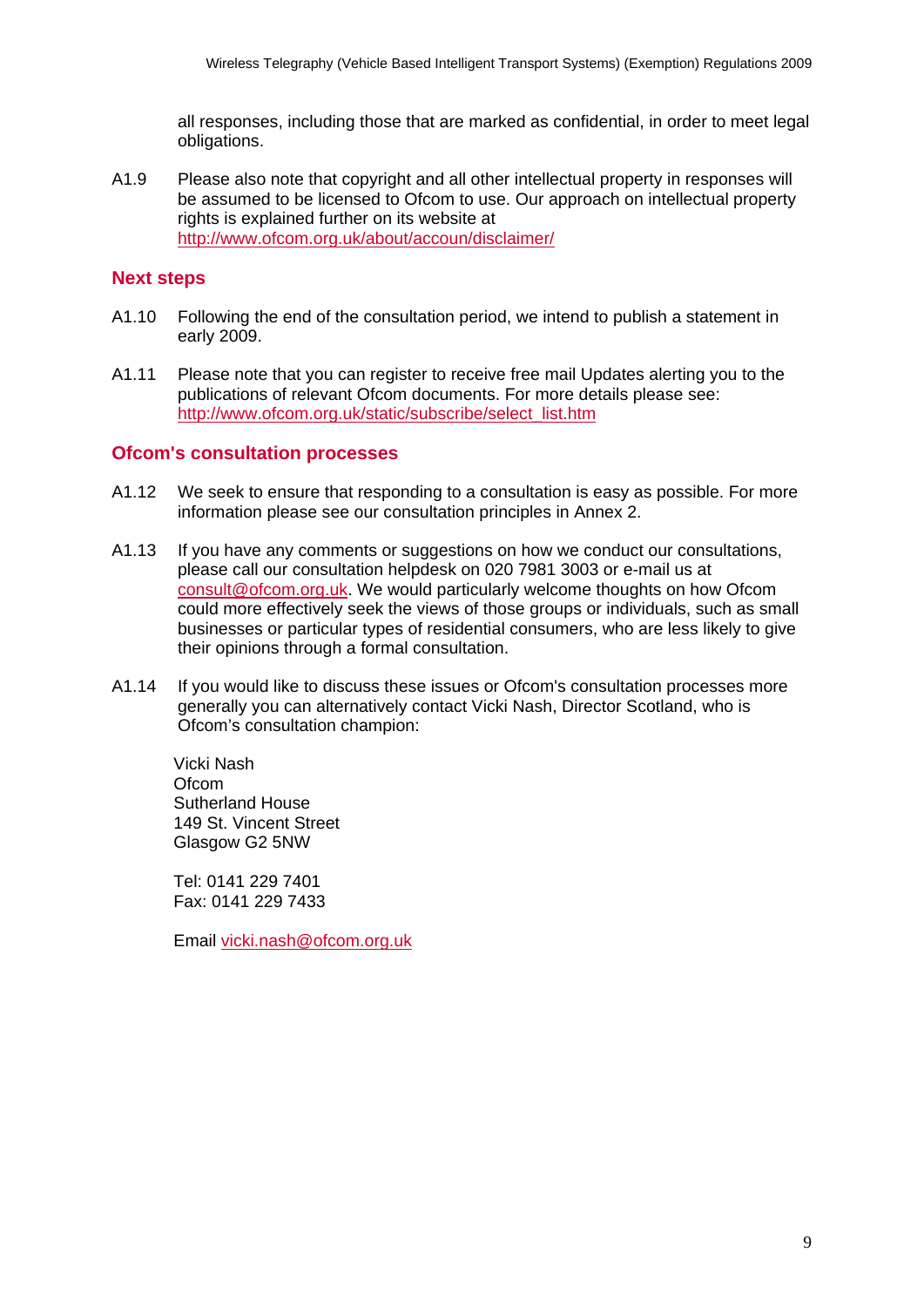all responses, including those that are marked as confidential, in order to meet legal obligations.

A1.9 Please also note that copyright and all other intellectual property in responses will be assumed to be licensed to Ofcom to use. Our approach on intellectual property rights is explained further on its website at http://www.ofcom.org.uk/about/accoun/disclaimer/

## Next steps

A1.10 Following the end of the consultation period, we intend to publish a statement in early 2009.

A1.11 Please note that you can register to receive free mail Updates alerting you to the publications of relevant Ofcom documents. For more details please see: http://www.ofcom.org.uk/static/subscribe/select_list.htm

## Ofcom's consultation processes

A1.12 We seek to ensure that responding to a consultation is easy as possible. For more information please see our consultation principles in Annex 2.

A1.13 If you have any comments or suggestions on how we conduct our consultations, please call our consultation helpdesk on 020 7981 3003 or e-mail us at consult@ofcom.org.uk. We would particularly welcome thoughts on how Ofcom could more effectively seek the views of those groups or individuals, such as small businesses or particular types of residential consumers, who are less likely to give their opinions through a formal consultation.

A1.14 If you would like to discuss these issues or Ofcom's consultation processes more generally you can alternatively contact Vicki Nash, Director Scotland, who is Ofcom's consultation champion:

Vicki Nash
Ofcom
Sutherland House
149 St. Vincent Street
Glasgow G2 5NW

Tel: 0141 229 7401
Fax: 0141 229 7433

Email vicki.nash@ofcom.org.uk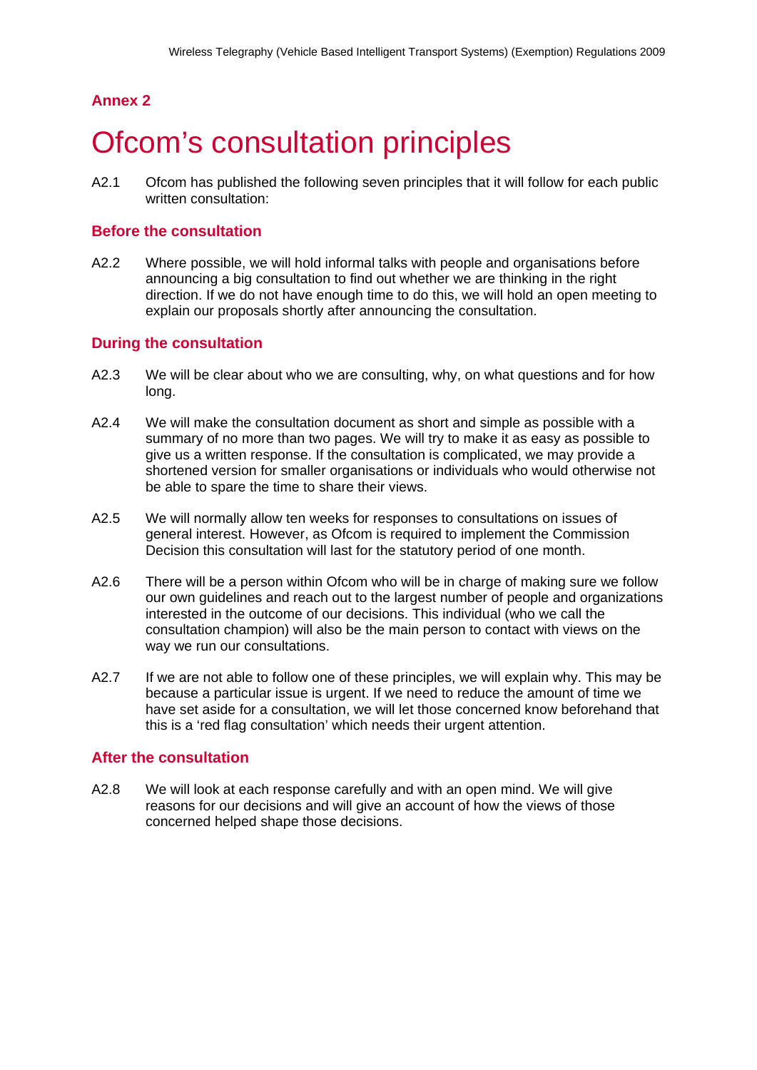**Annex 2**

# Ofcom's consultation principles

A2.1 Ofcom has published the following seven principles that it will follow for each public written consultation:

## Before the consultation

A2.2 Where possible, we will hold informal talks with people and organisations before announcing a big consultation to find out whether we are thinking in the right direction. If we do not have enough time to do this, we will hold an open meeting to explain our proposals shortly after announcing the consultation.

## During the consultation

A2.3 We will be clear about who we are consulting, why, on what questions and for how long.

A2.4 We will make the consultation document as short and simple as possible with a summary of no more than two pages. We will try to make it as easy as possible to give us a written response. If the consultation is complicated, we may provide a shortened version for smaller organisations or individuals who would otherwise not be able to spare the time to share their views.

A2.5 We will normally allow ten weeks for responses to consultations on issues of general interest. However, as Ofcom is required to implement the Commission Decision this consultation will last for the statutory period of one month.

A2.6 There will be a person within Ofcom who will be in charge of making sure we follow our own guidelines and reach out to the largest number of people and organizations interested in the outcome of our decisions. This individual (who we call the consultation champion) will also be the main person to contact with views on the way we run our consultations.

A2.7 If we are not able to follow one of these principles, we will explain why. This may be because a particular issue is urgent. If we need to reduce the amount of time we have set aside for a consultation, we will let those concerned know beforehand that this is a 'red flag consultation' which needs their urgent attention.

## After the consultation

A2.8 We will look at each response carefully and with an open mind. We will give reasons for our decisions and will give an account of how the views of those concerned helped shape those decisions.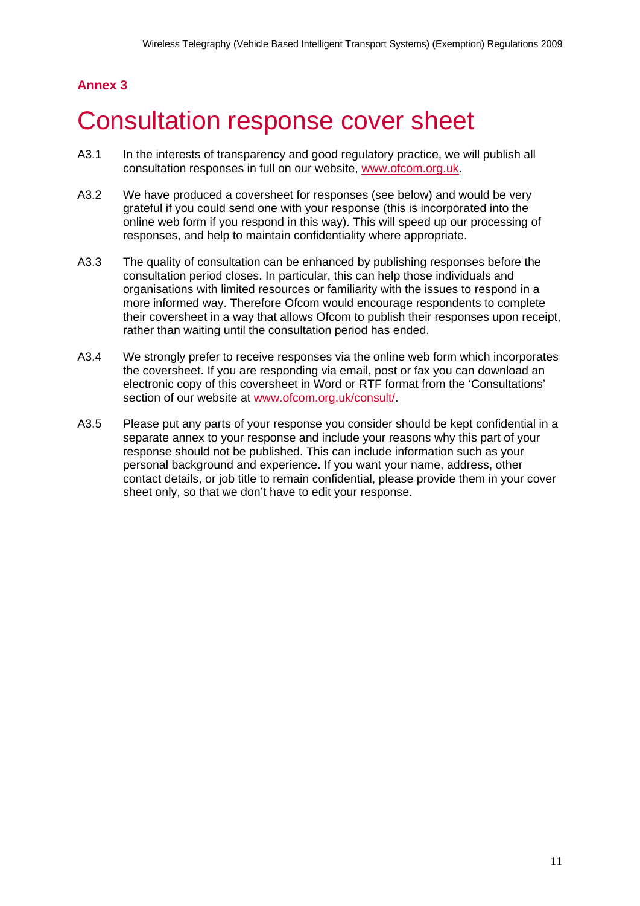**Annex 3**

# Consultation response cover sheet

A3.1 In the interests of transparency and good regulatory practice, we will publish all consultation responses in full on our website, www.ofcom.org.uk.

A3.2 We have produced a coversheet for responses (see below) and would be very grateful if you could send one with your response (this is incorporated into the online web form if you respond in this way). This will speed up our processing of responses, and help to maintain confidentiality where appropriate.

A3.3 The quality of consultation can be enhanced by publishing responses before the consultation period closes. In particular, this can help those individuals and organisations with limited resources or familiarity with the issues to respond in a more informed way. Therefore Ofcom would encourage respondents to complete their coversheet in a way that allows Ofcom to publish their responses upon receipt, rather than waiting until the consultation period has ended.

A3.4 We strongly prefer to receive responses via the online web form which incorporates the coversheet. If you are responding via email, post or fax you can download an electronic copy of this coversheet in Word or RTF format from the 'Consultations' section of our website at www.ofcom.org.uk/consult/.

A3.5 Please put any parts of your response you consider should be kept confidential in a separate annex to your response and include your reasons why this part of your response should not be published. This can include information such as your personal background and experience. If you want your name, address, other contact details, or job title to remain confidential, please provide them in your cover sheet only, so that we don't have to edit your response.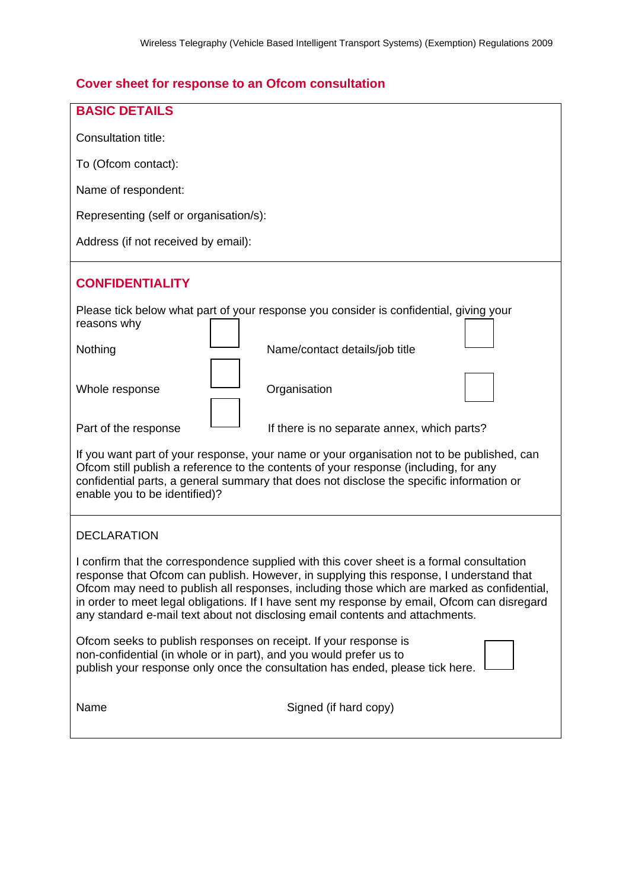## Cover sheet for response to an Ofcom consultation

### BASIC DETAILS

Consultation title:

To (Ofcom contact):

Name of respondent:

Representing (self or organisation/s):

Address (if not received by email):

### CONFIDENTIALITY

Please tick below what part of your response you consider is confidential, giving your reasons why

| | | | |
|---|---|---|---|
| Nothing | ☐ | Name/contact details/job title | ☐ |
| Whole response | ☐ | Organisation | ☐ |
| Part of the response | ☐ | If there is no separate annex, which parts? | |

If you want part of your response, your name or your organisation not to be published, can Ofcom still publish a reference to the contents of your response (including, for any confidential parts, a general summary that does not disclose the specific information or enable you to be identified)?

### DECLARATION

I confirm that the correspondence supplied with this cover sheet is a formal consultation response that Ofcom can publish. However, in supplying this response, I understand that Ofcom may need to publish all responses, including those which are marked as confidential, in order to meet legal obligations. If I have sent my response by email, Ofcom can disregard any standard e-mail text about not disclosing email contents and attachments.

Ofcom seeks to publish responses on receipt. If your response is non-confidential (in whole or in part), and you would prefer us to publish your response only once the consultation has ended, please tick here. ☐

Name                Signed (if hard copy)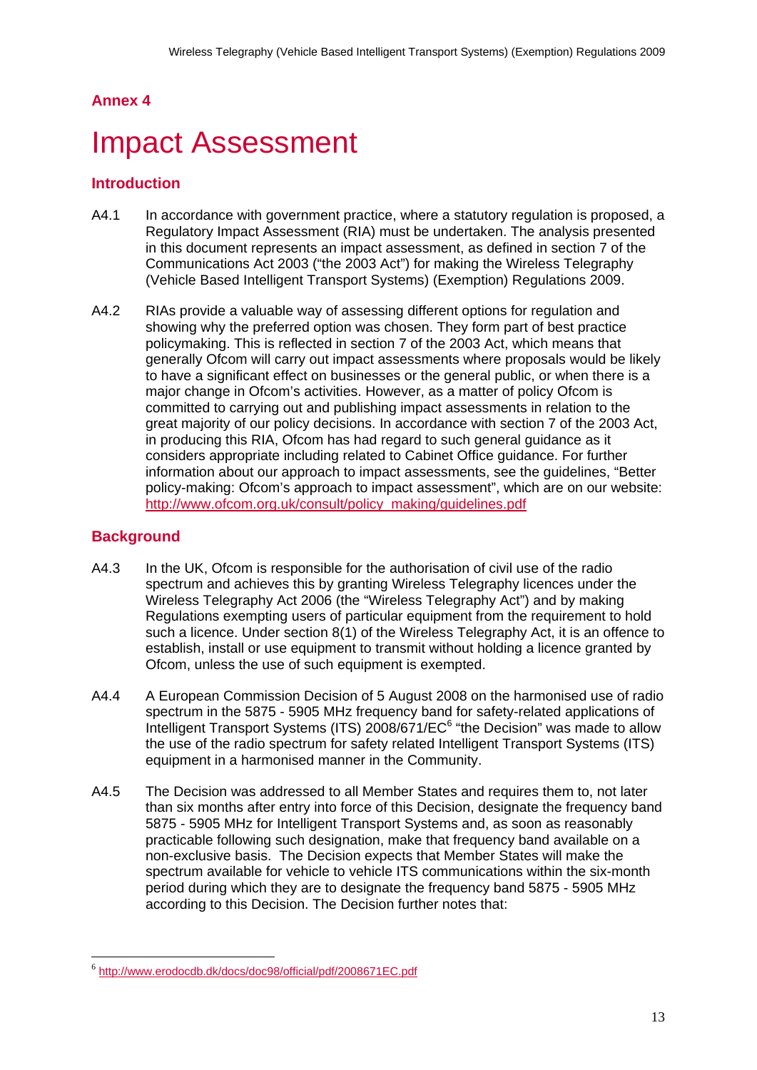## Annex 4

# Impact Assessment

### Introduction

A4.1 In accordance with government practice, where a statutory regulation is proposed, a Regulatory Impact Assessment (RIA) must be undertaken. The analysis presented in this document represents an impact assessment, as defined in section 7 of the Communications Act 2003 ("the 2003 Act") for making the Wireless Telegraphy (Vehicle Based Intelligent Transport Systems) (Exemption) Regulations 2009.

A4.2 RIAs provide a valuable way of assessing different options for regulation and showing why the preferred option was chosen. They form part of best practice policymaking. This is reflected in section 7 of the 2003 Act, which means that generally Ofcom will carry out impact assessments where proposals would be likely to have a significant effect on businesses or the general public, or when there is a major change in Ofcom's activities. However, as a matter of policy Ofcom is committed to carrying out and publishing impact assessments in relation to the great majority of our policy decisions. In accordance with section 7 of the 2003 Act, in producing this RIA, Ofcom has had regard to such general guidance as it considers appropriate including related to Cabinet Office guidance. For further information about our approach to impact assessments, see the guidelines, "Better policy-making: Ofcom's approach to impact assessment", which are on our website: http://www.ofcom.org.uk/consult/policy_making/guidelines.pdf

### Background

A4.3 In the UK, Ofcom is responsible for the authorisation of civil use of the radio spectrum and achieves this by granting Wireless Telegraphy licences under the Wireless Telegraphy Act 2006 (the "Wireless Telegraphy Act") and by making Regulations exempting users of particular equipment from the requirement to hold such a licence. Under section 8(1) of the Wireless Telegraphy Act, it is an offence to establish, install or use equipment to transmit without holding a licence granted by Ofcom, unless the use of such equipment is exempted.

A4.4 A European Commission Decision of 5 August 2008 on the harmonised use of radio spectrum in the 5875 - 5905 MHz frequency band for safety-related applications of Intelligent Transport Systems (ITS) 2008/671/EC[6] "the Decision" was made to allow the use of the radio spectrum for safety related Intelligent Transport Systems (ITS) equipment in a harmonised manner in the Community.

A4.5 The Decision was addressed to all Member States and requires them to, not later than six months after entry into force of this Decision, designate the frequency band 5875 - 5905 MHz for Intelligent Transport Systems and, as soon as reasonably practicable following such designation, make that frequency band available on a non-exclusive basis. The Decision expects that Member States will make the spectrum available for vehicle to vehicle ITS communications within the six-month period during which they are to designate the frequency band 5875 - 5905 MHz according to this Decision. The Decision further notes that:

---

[6] http://www.erodocdb.dk/docs/doc98/official/pdf/2008671EC.pdf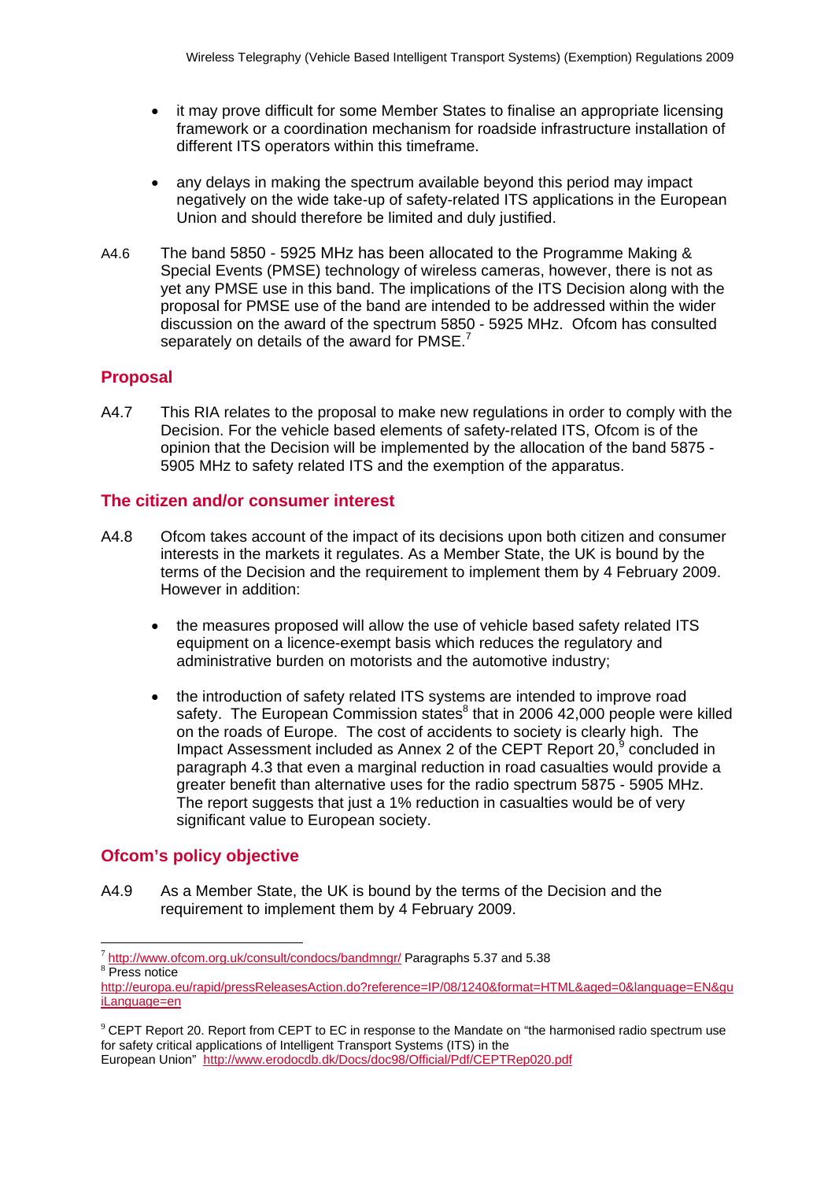- it may prove difficult for some Member States to finalise an appropriate licensing framework or a coordination mechanism for roadside infrastructure installation of different ITS operators within this timeframe.

- any delays in making the spectrum available beyond this period may impact negatively on the wide take-up of safety-related ITS applications in the European Union and should therefore be limited and duly justified.

A4.6 The band 5850 - 5925 MHz has been allocated to the Programme Making & Special Events (PMSE) technology of wireless cameras, however, there is not as yet any PMSE use in this band. The implications of the ITS Decision along with the proposal for PMSE use of the band are intended to be addressed within the wider discussion on the award of the spectrum 5850 - 5925 MHz. Ofcom has consulted separately on details of the award for PMSE.[7]

## Proposal

A4.7 This RIA relates to the proposal to make new regulations in order to comply with the Decision. For the vehicle based elements of safety-related ITS, Ofcom is of the opinion that the Decision will be implemented by the allocation of the band 5875 - 5905 MHz to safety related ITS and the exemption of the apparatus.

## The citizen and/or consumer interest

A4.8 Ofcom takes account of the impact of its decisions upon both citizen and consumer interests in the markets it regulates. As a Member State, the UK is bound by the terms of the Decision and the requirement to implement them by 4 February 2009. However in addition:

- the measures proposed will allow the use of vehicle based safety related ITS equipment on a licence-exempt basis which reduces the regulatory and administrative burden on motorists and the automotive industry;

- the introduction of safety related ITS systems are intended to improve road safety. The European Commission states[8] that in 2006 42,000 people were killed on the roads of Europe. The cost of accidents to society is clearly high. The Impact Assessment included as Annex 2 of the CEPT Report 20,[9] concluded in paragraph 4.3 that even a marginal reduction in road casualties would provide a greater benefit than alternative uses for the radio spectrum 5875 - 5905 MHz. The report suggests that just a 1% reduction in casualties would be of very significant value to European society.

## Ofcom's policy objective

A4.9 As a Member State, the UK is bound by the terms of the Decision and the requirement to implement them by 4 February 2009.

---

[7] http://www.ofcom.org.uk/consult/condocs/bandmngr/ Paragraphs 5.37 and 5.38

[8] Press notice http://europa.eu/rapid/pressReleasesAction.do?reference=IP/08/1240&format=HTML&aged=0&language=EN&guiLanguage=en

[9] CEPT Report 20. Report from CEPT to EC in response to the Mandate on "the harmonised radio spectrum use for safety critical applications of Intelligent Transport Systems (ITS) in the European Union" http://www.erodocdb.dk/Docs/doc98/Official/Pdf/CEPTRep020.pdf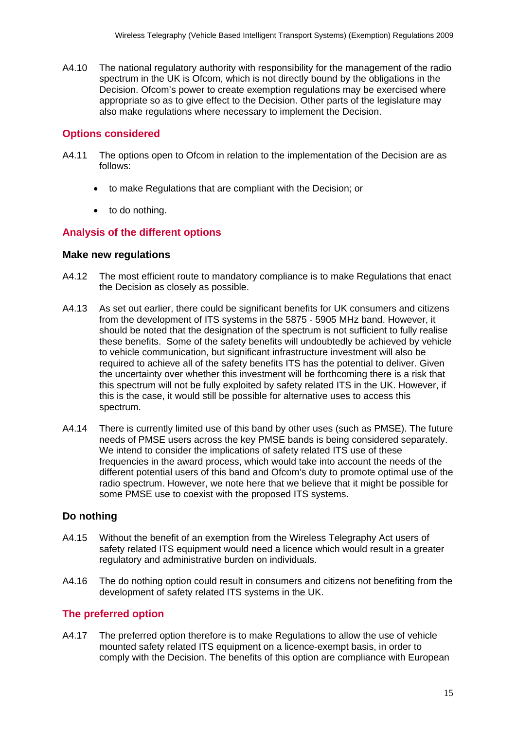A4.10 The national regulatory authority with responsibility for the management of the radio spectrum in the UK is Ofcom, which is not directly bound by the obligations in the Decision. Ofcom's power to create exemption regulations may be exercised where appropriate so as to give effect to the Decision. Other parts of the legislature may also make regulations where necessary to implement the Decision.

## Options considered

A4.11 The options open to Ofcom in relation to the implementation of the Decision are as follows:

- to make Regulations that are compliant with the Decision; or
- to do nothing.

## Analysis of the different options

### Make new regulations

A4.12 The most efficient route to mandatory compliance is to make Regulations that enact the Decision as closely as possible.

A4.13 As set out earlier, there could be significant benefits for UK consumers and citizens from the development of ITS systems in the 5875 - 5905 MHz band. However, it should be noted that the designation of the spectrum is not sufficient to fully realise these benefits. Some of the safety benefits will undoubtedly be achieved by vehicle to vehicle communication, but significant infrastructure investment will also be required to achieve all of the safety benefits ITS has the potential to deliver. Given the uncertainty over whether this investment will be forthcoming there is a risk that this spectrum will not be fully exploited by safety related ITS in the UK. However, if this is the case, it would still be possible for alternative uses to access this spectrum.

A4.14 There is currently limited use of this band by other uses (such as PMSE). The future needs of PMSE users across the key PMSE bands is being considered separately. We intend to consider the implications of safety related ITS use of these frequencies in the award process, which would take into account the needs of the different potential users of this band and Ofcom's duty to promote optimal use of the radio spectrum. However, we note here that we believe that it might be possible for some PMSE use to coexist with the proposed ITS systems.

### Do nothing

A4.15 Without the benefit of an exemption from the Wireless Telegraphy Act users of safety related ITS equipment would need a licence which would result in a greater regulatory and administrative burden on individuals.

A4.16 The do nothing option could result in consumers and citizens not benefiting from the development of safety related ITS systems in the UK.

## The preferred option

A4.17 The preferred option therefore is to make Regulations to allow the use of vehicle mounted safety related ITS equipment on a licence-exempt basis, in order to comply with the Decision. The benefits of this option are compliance with European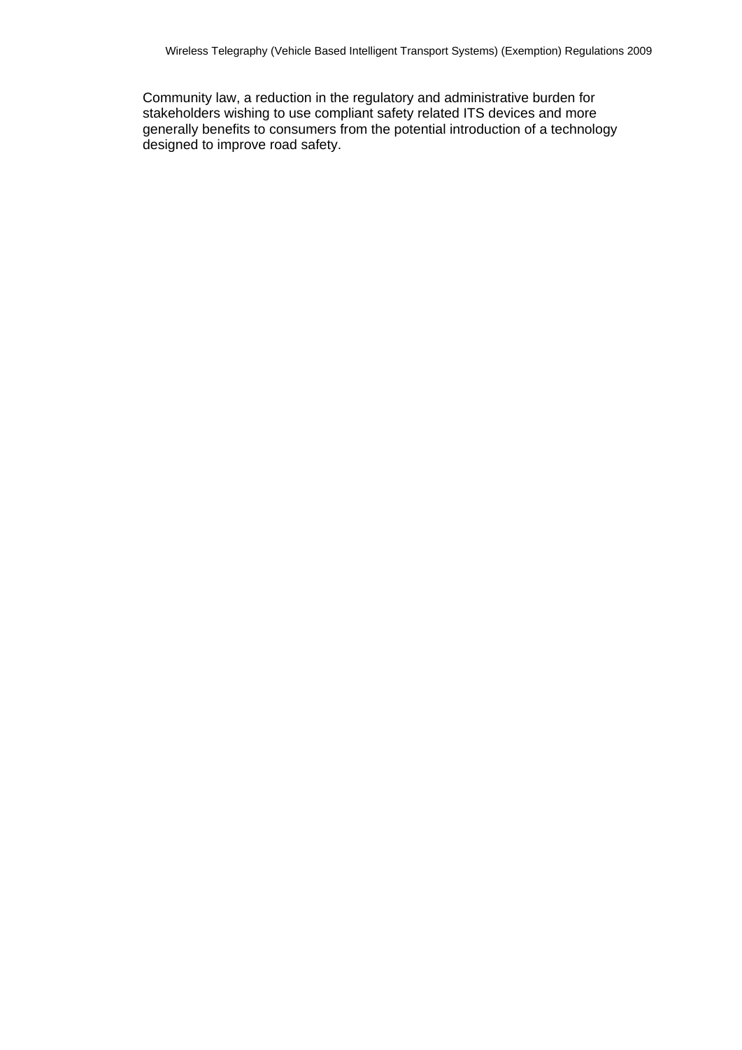Community law, a reduction in the regulatory and administrative burden for stakeholders wishing to use compliant safety related ITS devices and more generally benefits to consumers from the potential introduction of a technology designed to improve road safety.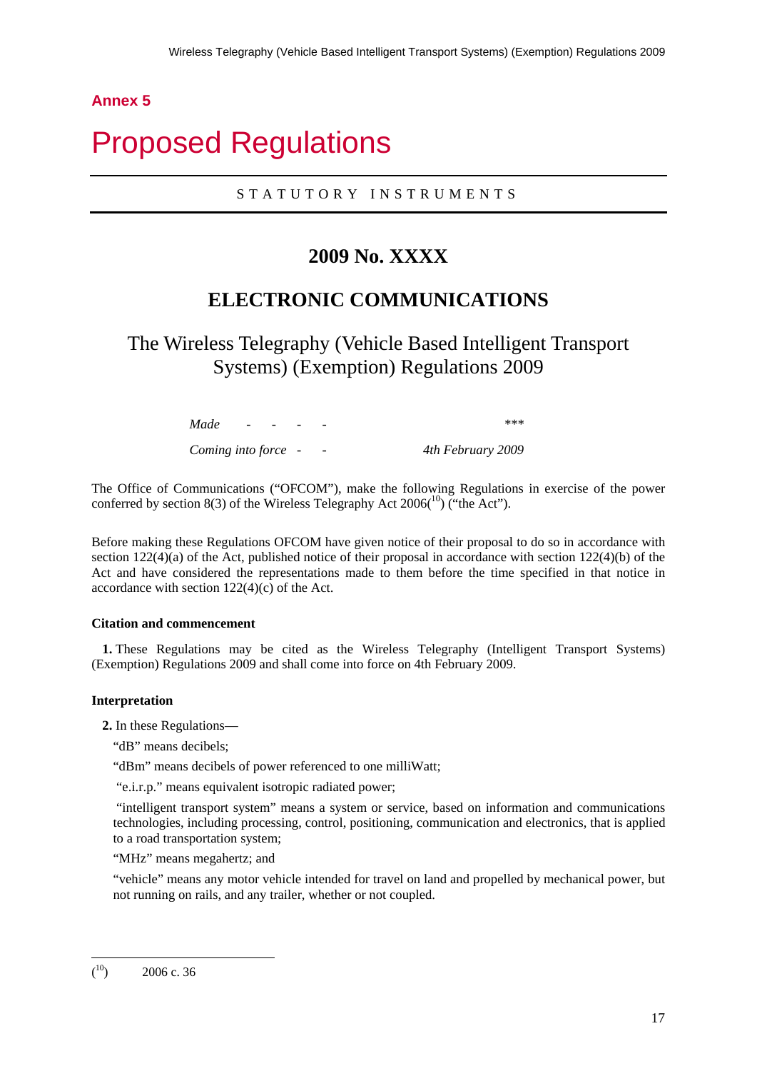## Annex 5

# Proposed Regulations

STATUTORY INSTRUMENTS

## 2009 No. XXXX

## ELECTRONIC COMMUNICATIONS

### The Wireless Telegraphy (Vehicle Based Intelligent Transport Systems) (Exemption) Regulations 2009

| | |
|---|---|
| *Made - - - -* | *\*\*\** |
| *Coming into force - -* | *4th February 2009* |

The Office of Communications ("OFCOM"), make the following Regulations in exercise of the power conferred by section 8(3) of the Wireless Telegraphy Act 2006([10]) ("the Act").

Before making these Regulations OFCOM have given notice of their proposal to do so in accordance with section 122(4)(a) of the Act, published notice of their proposal in accordance with section 122(4)(b) of the Act and have considered the representations made to them before the time specified in that notice in accordance with section 122(4)(c) of the Act.

**Citation and commencement**

**1.** These Regulations may be cited as the Wireless Telegraphy (Intelligent Transport Systems) (Exemption) Regulations 2009 and shall come into force on 4th February 2009.

**Interpretation**

**2.** In these Regulations—

"dB" means decibels;

"dBm" means decibels of power referenced to one milliWatt;

"e.i.r.p." means equivalent isotropic radiated power;

"intelligent transport system" means a system or service, based on information and communications technologies, including processing, control, positioning, communication and electronics, that is applied to a road transportation system;

"MHz" means megahertz; and

"vehicle" means any motor vehicle intended for travel on land and propelled by mechanical power, but not running on rails, and any trailer, whether or not coupled.

---

([10]) 2006 c. 36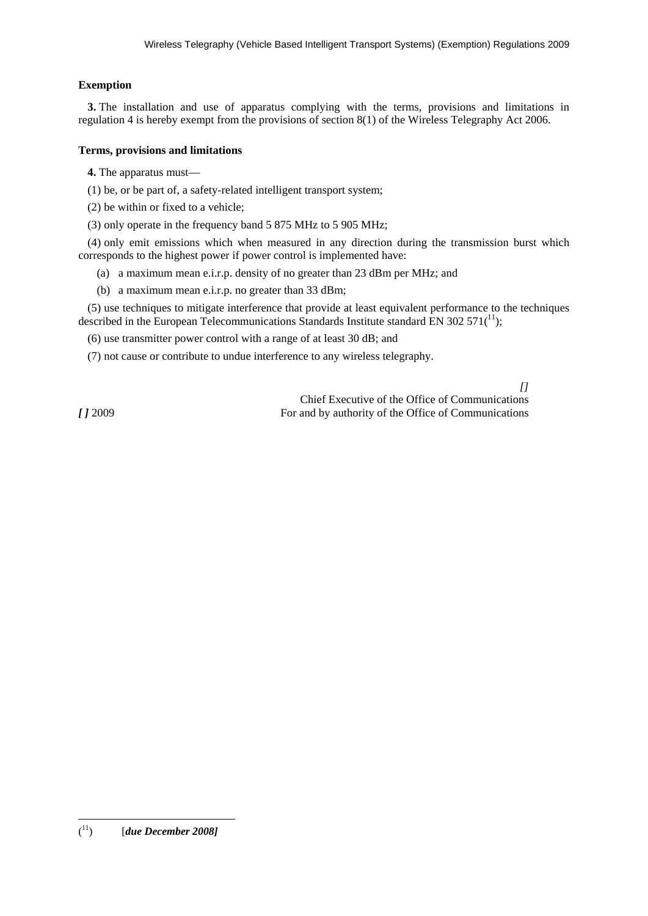**Exemption**

**3.** The installation and use of apparatus complying with the terms, provisions and limitations in regulation 4 is hereby exempt from the provisions of section 8(1) of the Wireless Telegraphy Act 2006.

**Terms, provisions and limitations**

**4.** The apparatus must—

(1) be, or be part of, a safety-related intelligent transport system;

(2) be within or fixed to a vehicle;

(3) only operate in the frequency band 5 875 MHz to 5 905 MHz;

(4) only emit emissions which when measured in any direction during the transmission burst which corresponds to the highest power if power control is implemented have:

(a) a maximum mean e.i.r.p. density of no greater than 23 dBm per MHz; and

(b) a maximum mean e.i.r.p. no greater than 33 dBm;

(5) use techniques to mitigate interference that provide at least equivalent performance to the techniques described in the European Telecommunications Standards Institute standard EN 302 571([11]);

(6) use transmitter power control with a range of at least 30 dB; and

(7) not cause or contribute to undue interference to any wireless telegraphy.

*[]*
Chief Executive of the Office of Communications
*[ ]* 2009 For and by authority of the Office of Communications

---

([11]) [***due December 2008]***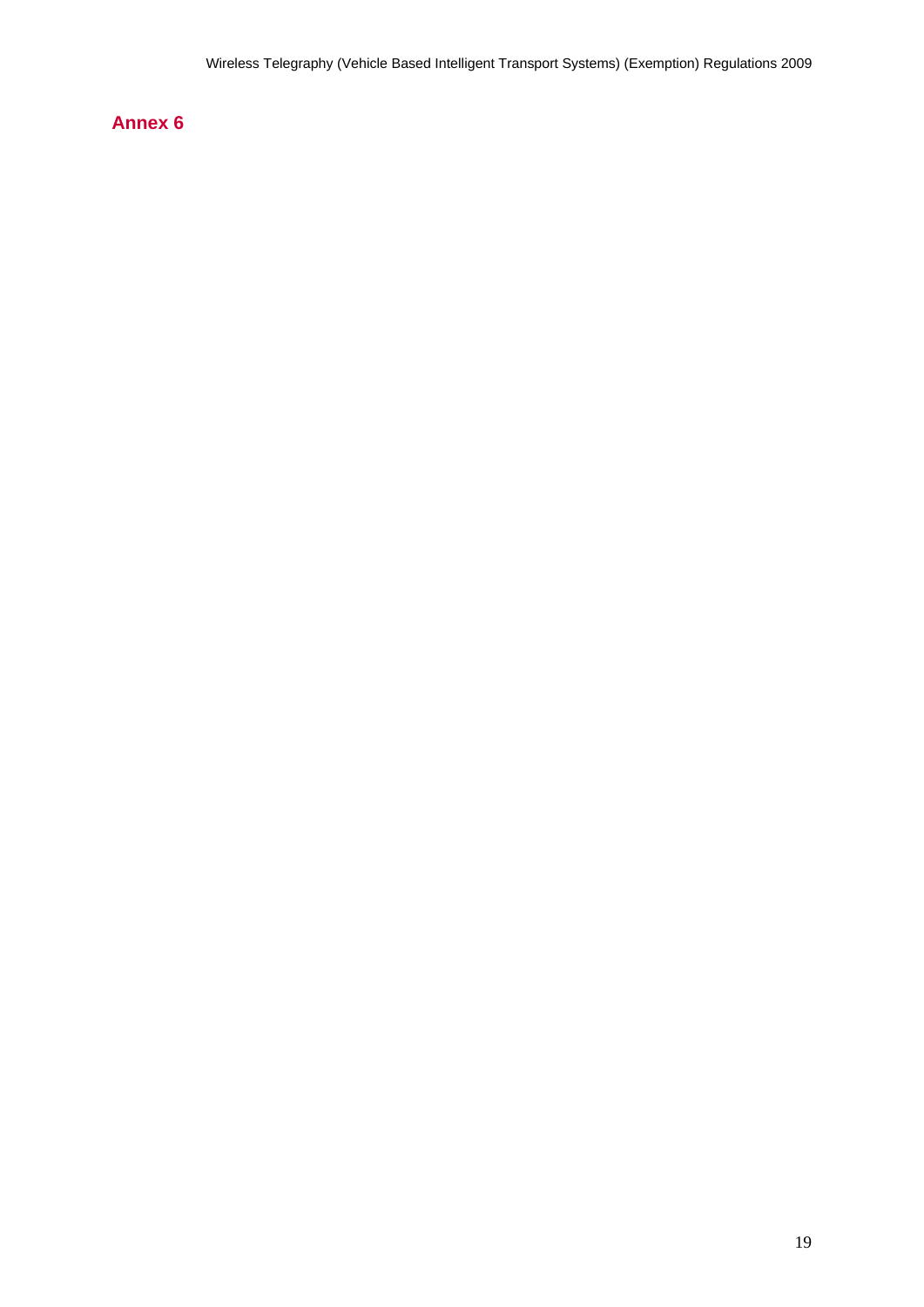# Annex 6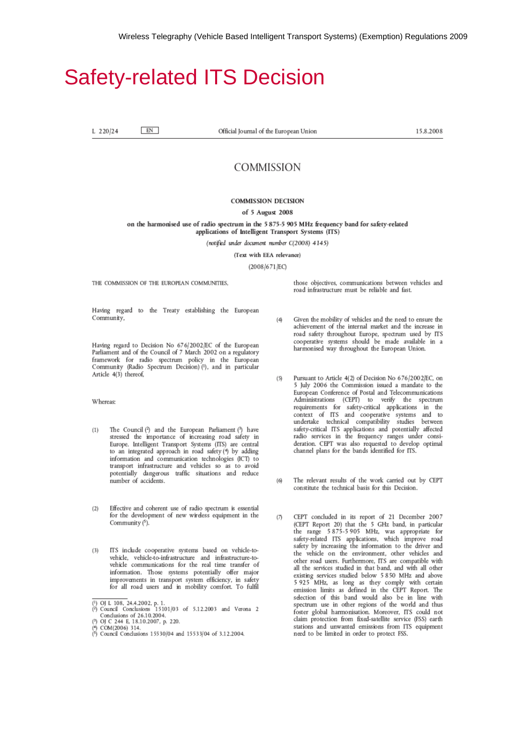# Safety-related ITS Decision

L 220/24 | EN | Official Journal of the European Union | 15.8.2008

## COMMISSION

### COMMISSION DECISION

**of 5 August 2008**

**on the harmonised use of radio spectrum in the 5 875-5 905 MHz frequency band for safety-related applications of Intelligent Transport Systems (ITS)**

*(notified under document number C(2008) 4145)*

(Text with EEA relevance)

(2008/671/EC)

THE COMMISSION OF THE EUROPEAN COMMUNITIES,

Having regard to the Treaty establishing the European Community,

Having regard to Decision No 676/2002/EC of the European Parliament and of the Council of 7 March 2002 on a regulatory framework for radio spectrum policy in the European Community (Radio Spectrum Decision) [1], and in particular Article 4(3) thereof,

Whereas:

(1) The Council [2] and the European Parliament [3] have stressed the importance of increasing road safety in Europe. Intelligent Transport Systems (ITS) are central to an integrated approach in road safety [4] by adding information and communication technologies (ICT) to transport infrastructure and vehicles so as to avoid potentially dangerous traffic situations and reduce number of accidents.

(2) Effective and coherent use of radio spectrum is essential for the development of new wireless equipment in the Community [5].

(3) ITS include cooperative systems based on vehicle-to-vehicle, vehicle-to-infrastructure and infrastructure-to-vehicle communications for the real time transfer of information. Those systems potentially offer major improvements in transport system efficiency, in safety for all road users and in mobility comfort. To fulfil those objectives, communications between vehicles and road infrastructure must be reliable and fast.

(4) Given the mobility of vehicles and the need to ensure the achievement of the internal market and the increase in road safety throughout Europe, spectrum used by ITS cooperative systems should be made available in a harmonised way throughout the European Union.

(5) Pursuant to Article 4(2) of Decision No 676/2002/EC, on 5 July 2006 the Commission issued a mandate to the European Conference of Postal and Telecommunications Administrations (CEPT) to verify the spectrum requirements for safety-critical applications in the context of ITS and cooperative systems and to undertake technical compatibility studies between safety-critical ITS applications and potentially affected radio services in the frequency ranges under consideration. CEPT was also requested to develop optimal channel plans for the bands identified for ITS.

(6) The relevant results of the work carried out by CEPT constitute the technical basis for this Decision.

(7) CEPT concluded in its report of 21 December 2007 (CEPT Report 20) that the 5 GHz band, in particular the range 5 875-5 905 MHz, was appropriate for safety-related ITS applications, which improve road safety by increasing the information to the driver and the vehicle on the environment, other vehicles and other road users. Furthermore, ITS are compatible with all the services studied in that band, and with all other existing services studied below 5 850 MHz and above 5 925 MHz, as long as they comply with certain emission limits as defined in the CEPT Report. The selection of this band would also be in line with spectrum use in other regions of the world and thus foster global harmonisation. Moreover, ITS could not claim protection from fixed-satellite service (FSS) earth stations and unwanted emissions from ITS equipment need to be limited in order to protect FSS.

---

[1] OJ L 108, 24.4.2002, p. 1.
[2] Council Conclusions 15101/03 of 5.12.2003 and Verona 2 Conclusions of 26.10.2004.
[3] OJ C 244 E, 18.10.2007, p. 220.
[4] COM(2006) 314.
[5] Council Conclusions 15530/04 and 15533/04 of 3.12.2004.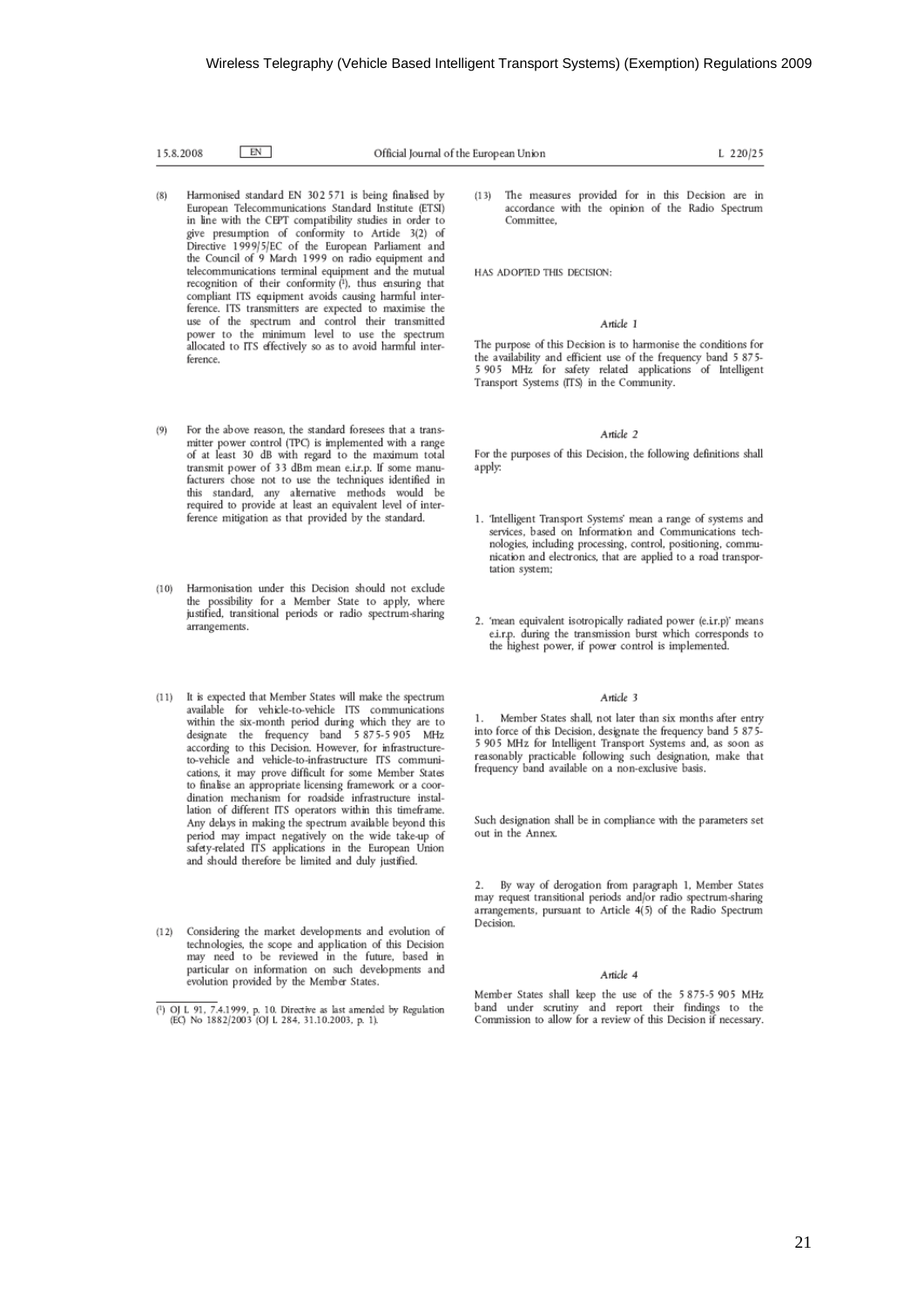(8) Harmonised standard EN 302 571 is being finalised by European Telecommunications Standard Institute (ETSI) in line with the CEPT compatibility studies in order to give presumption of conformity to Article 3(2) of Directive 1999/5/EC of the European Parliament and the Council of 9 March 1999 on radio equipment and telecommunications terminal equipment and the mutual recognition of their conformity [1], thus ensuring that compliant ITS equipment avoids causing harmful interference. ITS transmitters are expected to maximise the use of the spectrum and control their transmitted power to the minimum level to use the spectrum allocated to ITS effectively so as to avoid harmful interference.

(9) For the above reason, the standard foresees that a transmitter power control (TPC) is implemented with a range of at least 30 dB with regard to the maximum total transmit power of 33 dBm mean e.i.r.p. If some manufacturers chose not to use the techniques identified in this standard, any alternative methods would be required to provide at least an equivalent level of interference mitigation as that provided by the standard.

(10) Harmonisation under this Decision should not exclude the possibility for a Member State to apply, where justified, transitional periods or radio spectrum-sharing arrangements.

(11) It is expected that Member States will make the spectrum available for vehicle-to-vehicle ITS communications within the six-month period during which they are to designate the frequency band 5 875-5 905 MHz according to this Decision. However, for infrastructure-to-vehicle and vehicle-to-infrastructure ITS communications, it may prove difficult for some Member States to finalise an appropriate licensing framework or a coordination mechanism for roadside infrastructure installation of different ITS operators within this timeframe. Any delays in making the spectrum available beyond this period may impact negatively on the wide take-up of safety-related ITS applications in the European Union and should therefore be limited and duly justified.

(12) Considering the market developments and evolution of technologies, the scope and application of this Decision may need to be reviewed in the future, based in particular on information on such developments and evolution provided by the Member States.

(13) The measures provided for in this Decision are in accordance with the opinion of the Radio Spectrum Committee,

HAS ADOPTED THIS DECISION:

*Article 1*

The purpose of this Decision is to harmonise the conditions for the availability and efficient use of the frequency band 5 875-5 905 MHz for safety related applications of Intelligent Transport Systems (ITS) in the Community.

*Article 2*

For the purposes of this Decision, the following definitions shall apply:

1. 'Intelligent Transport Systems' mean a range of systems and services, based on Information and Communications technologies, including processing, control, positioning, communication and electronics, that are applied to a road transportation system;

2. 'mean equivalent isotropically radiated power (e.i.r.p)' means e.i.r.p. during the transmission burst which corresponds to the highest power, if power control is implemented.

*Article 3*

1. Member States shall, not later than six months after entry into force of this Decision, designate the frequency band 5 875-5 905 MHz for Intelligent Transport Systems and, as soon as reasonably practicable following such designation, make that frequency band available on a non-exclusive basis.

Such designation shall be in compliance with the parameters set out in the Annex.

2. By way of derogation from paragraph 1, Member States may request transitional periods and/or radio spectrum-sharing arrangements, pursuant to Article 4(5) of the Radio Spectrum Decision.

*Article 4*

Member States shall keep the use of the 5 875-5 905 MHz band under scrutiny and report their findings to the Commission to allow for a review of this Decision if necessary.

---

[1] OJ L 91, 7.4.1999, p. 10. Directive as last amended by Regulation (EC) No 1882/2003 (OJ L 284, 31.10.2003, p. 1).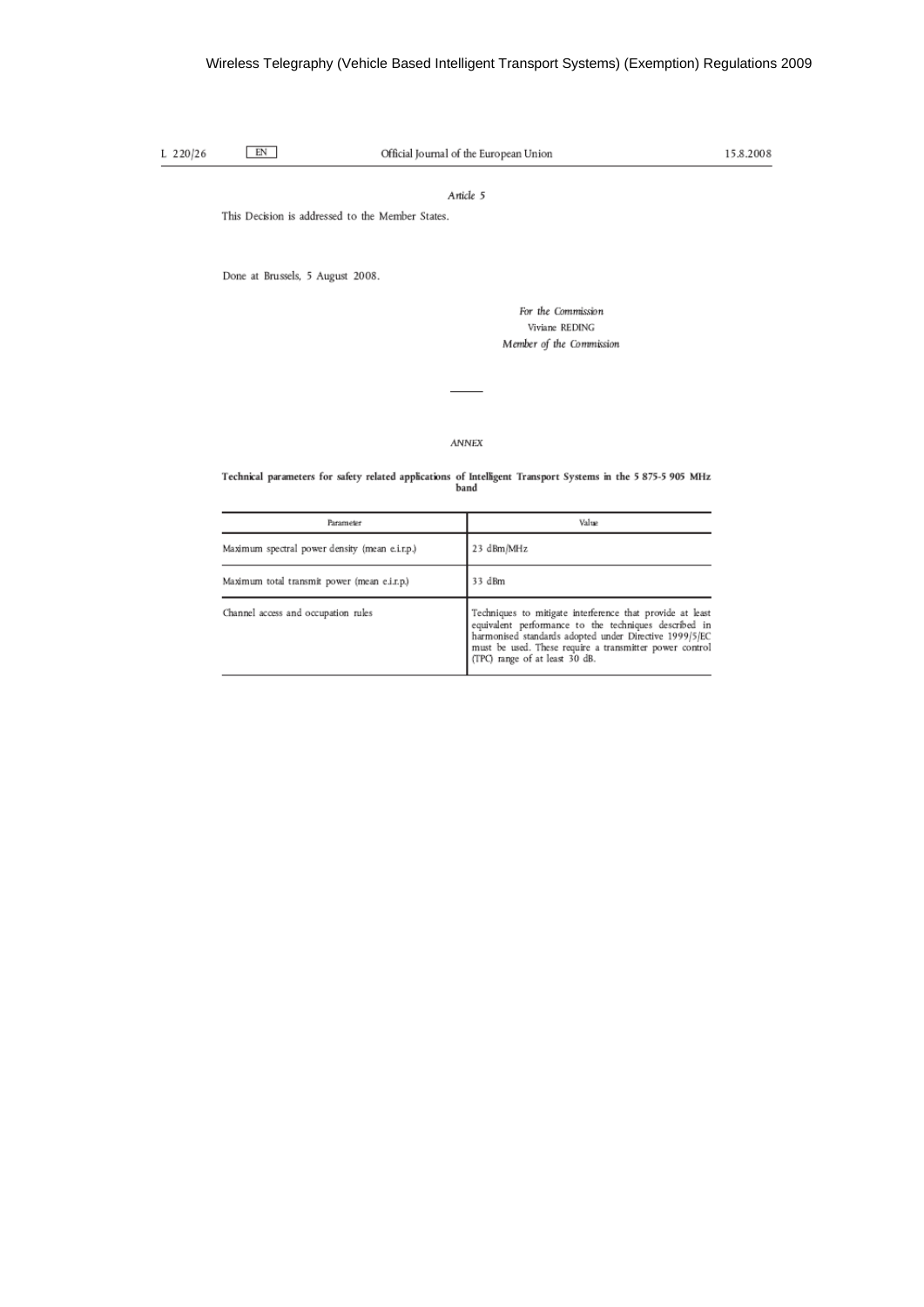*Article 5*

This Decision is addressed to the Member States.

Done at Brussels, 5 August 2008.

*For the Commission*
Viviane REDING
*Member of the Commission*

*ANNEX*

**Technical parameters for safety related applications of Intelligent Transport Systems in the 5 875-5 905 MHz band**

| Parameter | Value |
|---|---|
| Maximum spectral power density (mean e.i.r.p.) | 23 dBm/MHz |
| Maximum total transmit power (mean e.i.r.p.) | 33 dBm |
| Channel access and occupation rules | Techniques to mitigate interference that provide at least equivalent performance to the techniques described in harmonised standards adopted under Directive 1999/5/EC must be used. These require a transmitter power control (TPC) range of at least 30 dB. |